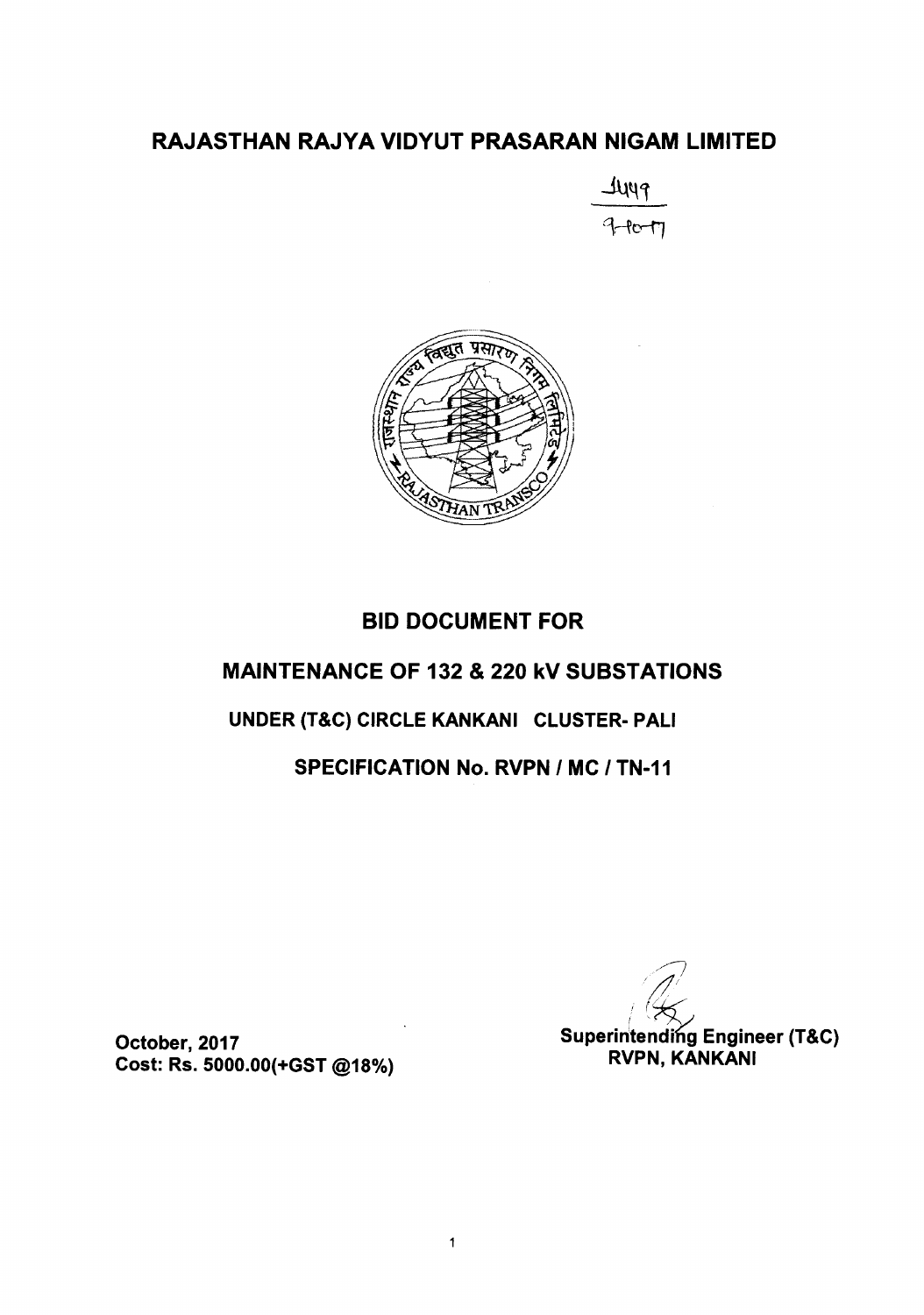# RAJASTHAN RAJYA VIDYUT PRASARAN NIGAM LIMITED

1449
9-10-17

## BID DOCUMENT FOR

## MAINTENANCE OF 132 & 220 kV SUBSTATIONS

### UNDER (T&C) CIRCLE KANKANI CLUSTER- PALI

### SPECIFICATION No. RVPN / MC / TN-11

**October, 2017**
**Cost: Rs. 5000.00(+GST @18%)**

**Superintending Engineer (T&C)**
**RVPN, KANKANI**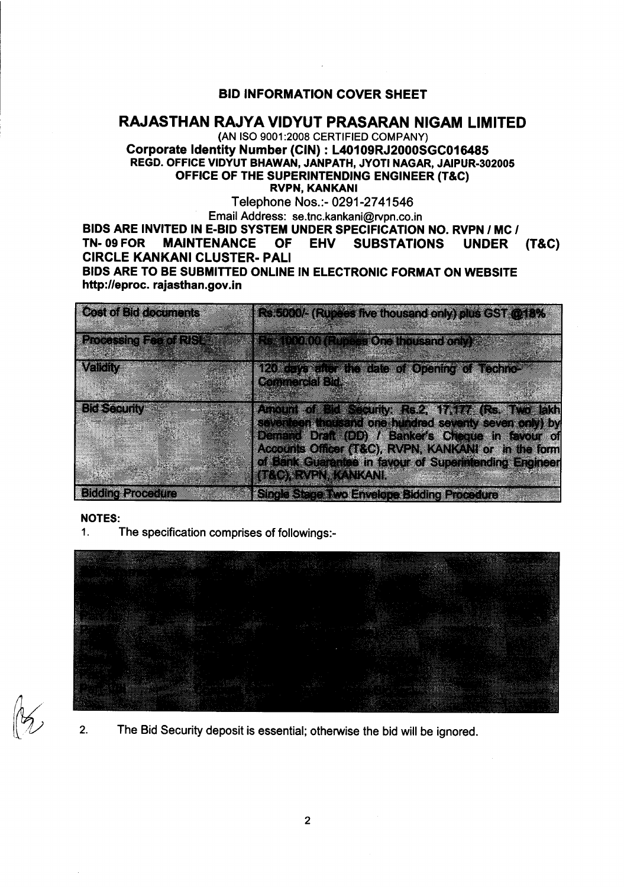## BID INFORMATION COVER SHEET

# RAJASTHAN RAJYA VIDYUT PRASARAN NIGAM LIMITED

(AN ISO 9001:2008 CERTIFIED COMPANY)

**Corporate Identity Number (CIN) : L40109RJ2000SGC016485**

**REGD. OFFICE VIDYUT BHAWAN, JANPATH, JYOTI NAGAR, JAIPUR-302005**

**OFFICE OF THE SUPERINTENDING ENGINEER (T&C)**

**RVPN, KANKANI**

Telephone Nos.:- 0291-2741546

Email Address: se.tnc.kankani@rvpn.co.in

**BIDS ARE INVITED IN E-BID SYSTEM UNDER SPECIFICATION NO. RVPN / MC / TN- 09 FOR MAINTENANCE OF EHV SUBSTATIONS UNDER (T&C) CIRCLE KANKANI CLUSTER- PALI**

**BIDS ARE TO BE SUBMITTED ONLINE IN ELECTRONIC FORMAT ON WEBSITE http://eproc. rajasthan.gov.in**

| Cost of Bid documents | Rs 5000/- (Rupees five thousand only) plus GST @18% |
|---|---|
| Processing Fee of RISL | Rs. 1000.00 (Rupees One thousand only) |
| Validity | 120 days after the date of Opening of Techno-Commercial Bid. |
| Bid Security | Amount of Bid Security: Rs.2, 17,177 (Rs. Two lakh seventeen thousand one hundred seventy seven only) by Demand Draft (DD) / Banker's Cheque in favour of Accounts Officer (T&C), RVPN, KANKANI or in the form of Bank Guarantee in favour of Superintending Engineer (T&C), RVPN, KANKANI. |
| Bidding Procedure | Single Stage Two Envelope Bidding Procedure |

**NOTES:**

1. The specification comprises of followings:-

2. The Bid Security deposit is essential; otherwise the bid will be ignored.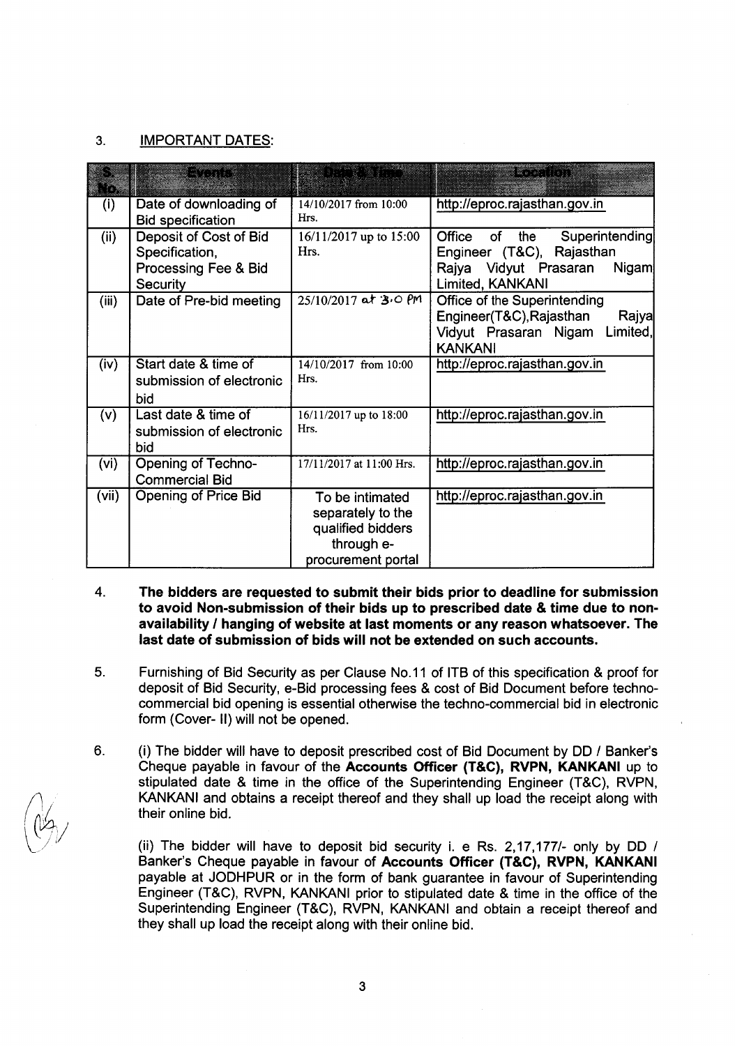3. IMPORTANT DATES:

| S. No. | Events | Date & Time | Location |
|---|---|---|---|
| (i) | Date of downloading of Bid specification | 14/10/2017 from 10:00 Hrs. | http://eproc.rajasthan.gov.in |
| (ii) | Deposit of Cost of Bid Specification, Processing Fee & Bid Security | 16/11/2017 up to 15:00 Hrs. | Office of the Superintending Engineer (T&C), Rajasthan Rajya Vidyut Prasaran Nigam Limited, KANKANI |
| (iii) | Date of Pre-bid meeting | 25/10/2017 at 3.0 PM | Office of the Superintending Engineer(T&C),Rajasthan Rajya Vidyut Prasaran Nigam Limited, KANKANI |
| (iv) | Start date & time of submission of electronic bid | 14/10/2017 from 10:00 Hrs. | http://eproc.rajasthan.gov.in |
| (v) | Last date & time of submission of electronic bid | 16/11/2017 up to 18:00 Hrs. | http://eproc.rajasthan.gov.in |
| (vi) | Opening of Techno-Commercial Bid | 17/11/2017 at 11:00 Hrs. | http://eproc.rajasthan.gov.in |
| (vii) | Opening of Price Bid | To be intimated separately to the qualified bidders through e-procurement portal | http://eproc.rajasthan.gov.in |

4. **The bidders are requested to submit their bids prior to deadline for submission to avoid Non-submission of their bids up to prescribed date & time due to non-availability / hanging of website at last moments or any reason whatsoever. The last date of submission of bids will not be extended on such accounts.**

5. Furnishing of Bid Security as per Clause No.11 of ITB of this specification & proof for deposit of Bid Security, e-Bid processing fees & cost of Bid Document before techno-commercial bid opening is essential otherwise the techno-commercial bid in electronic form (Cover- II) will not be opened.

6. (i) The bidder will have to deposit prescribed cost of Bid Document by DD / Banker's Cheque payable in favour of the **Accounts Officer (T&C), RVPN, KANKANI** up to stipulated date & time in the office of the Superintending Engineer (T&C), RVPN, KANKANI and obtains a receipt thereof and they shall up load the receipt along with their online bid.

   (ii) The bidder will have to deposit bid security i. e Rs. 2,17,177/- only by DD / Banker's Cheque payable in favour of **Accounts Officer (T&C), RVPN, KANKANI** payable at JODHPUR or in the form of bank guarantee in favour of Superintending Engineer (T&C), RVPN, KANKANI prior to stipulated date & time in the office of the Superintending Engineer (T&C), RVPN, KANKANI and obtain a receipt thereof and they shall up load the receipt along with their online bid.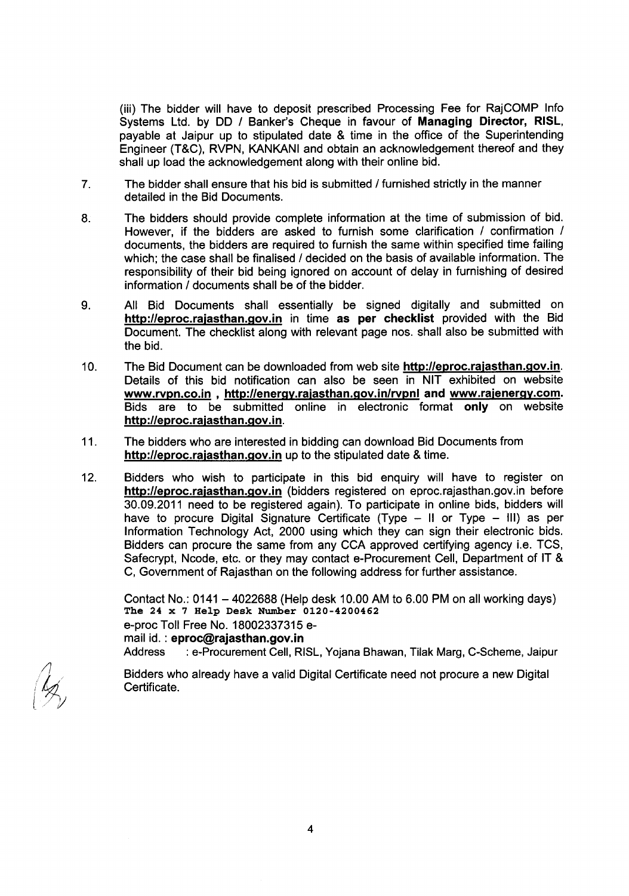(iii) The bidder will have to deposit prescribed Processing Fee for RajCOMP Info Systems Ltd. by DD / Banker's Cheque in favour of **Managing Director, RISL**, payable at Jaipur up to stipulated date & time in the office of the Superintending Engineer (T&C), RVPN, KANKANI and obtain an acknowledgement thereof and they shall up load the acknowledgement along with their online bid.

7. The bidder shall ensure that his bid is submitted / furnished strictly in the manner detailed in the Bid Documents.

8. The bidders should provide complete information at the time of submission of bid. However, if the bidders are asked to furnish some clarification / confirmation / documents, the bidders are required to furnish the same within specified time failing which; the case shall be finalised / decided on the basis of available information. The responsibility of their bid being ignored on account of delay in furnishing of desired information / documents shall be of the bidder.

9. All Bid Documents shall essentially be signed digitally and submitted on **http://eproc.rajasthan.gov.in** in time **as per checklist** provided with the Bid Document. The checklist along with relevant page nos. shall also be submitted with the bid.

10. The Bid Document can be downloaded from web site **http://eproc.rajasthan.gov.in**. Details of this bid notification can also be seen in NIT exhibited on website **www.rvpn.co.in , http://energy.rajasthan.gov.in/rvpnl and www.rajenergy.com.** Bids are to be submitted online in electronic format **only** on website **http://eproc.rajasthan.gov.in**.

11. The bidders who are interested in bidding can download Bid Documents from **http://eproc.rajasthan.gov.in** up to the stipulated date & time.

12. Bidders who wish to participate in this bid enquiry will have to register on **http://eproc.rajasthan.gov.in** (bidders registered on eproc.rajasthan.gov.in before 30.09.2011 need to be registered again). To participate in online bids, bidders will have to procure Digital Signature Certificate (Type – II or Type – III) as per Information Technology Act, 2000 using which they can sign their electronic bids. Bidders can procure the same from any CCA approved certifying agency i.e. TCS, Safecrypt, Ncode, etc. or they may contact e-Procurement Cell, Department of IT & C, Government of Rajasthan on the following address for further assistance.

    Contact No.: 0141 – 4022688 (Help desk 10.00 AM to 6.00 PM on all working days)
    **The 24 x 7 Help Desk Number 0120-4200462**
    e-proc Toll Free No. 18002337315 e-mail id. : **eproc@rajasthan.gov.in**
    Address : e-Procurement Cell, RISL, Yojana Bhawan, Tilak Marg, C-Scheme, Jaipur

    Bidders who already have a valid Digital Certificate need not procure a new Digital Certificate.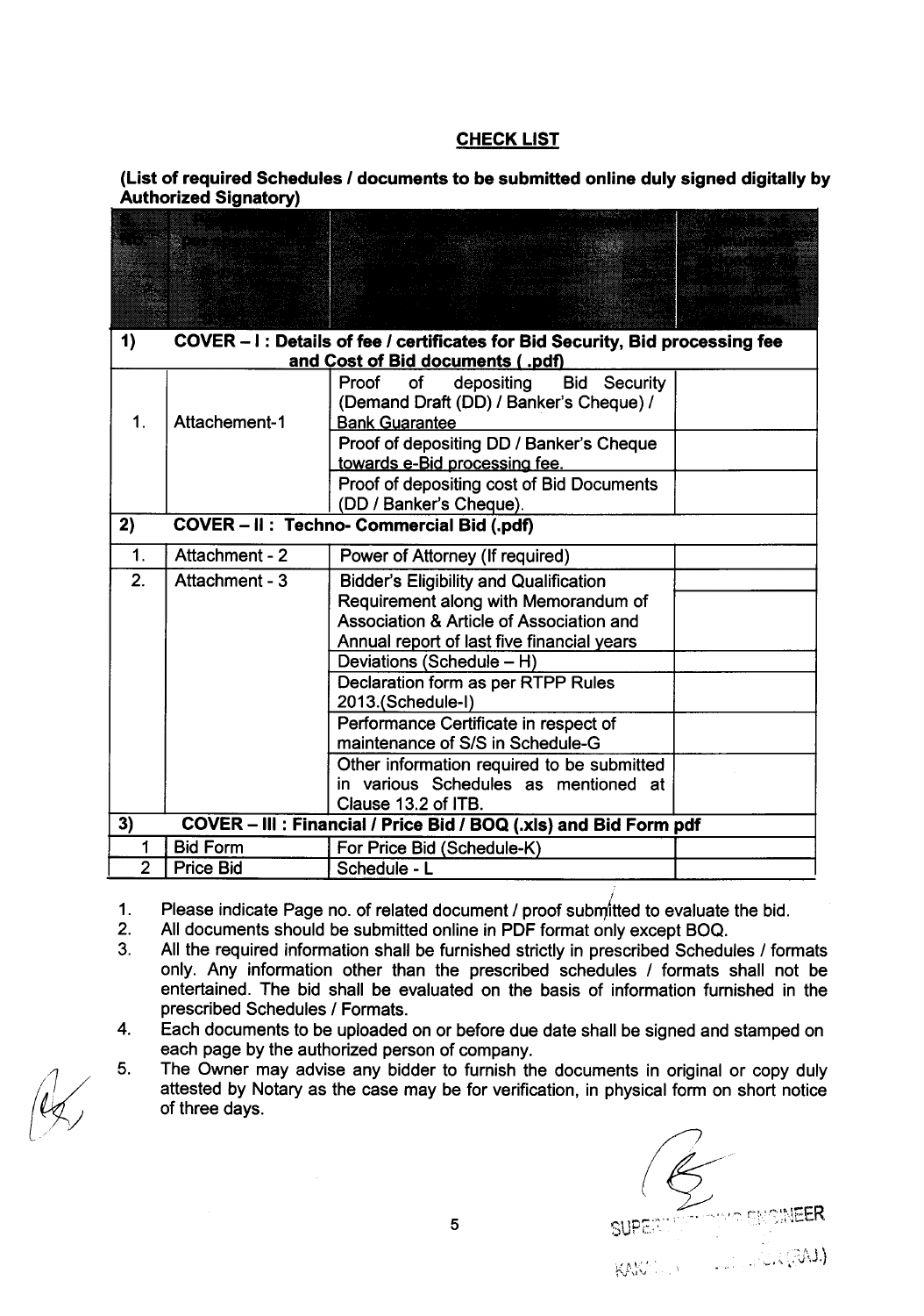## CHECK LIST

**(List of required Schedules / documents to be submitted online duly signed digitally by Authorized Signatory)**

| S. No. | | | |
|---|---|---|---|
| **1)** | **COVER – I : Details of fee / certificates for Bid Security, Bid processing fee and Cost of Bid documents ( .pdf)** | | |
| 1. | Attachement-1 | Proof of depositing Bid Security (Demand Draft (DD) / Banker's Cheque) / Bank Guarantee | |
| | | Proof of depositing DD / Banker's Cheque towards e-Bid processing fee. | |
| | | Proof of depositing cost of Bid Documents (DD / Banker's Cheque). | |
| **2)** | **COVER – II : Techno- Commercial Bid (.pdf)** | | |
| 1. | Attachment - 2 | Power of Attorney (If required) | |
| 2. | Attachment - 3 | Bidder's Eligibility and Qualification Requirement along with Memorandum of Association & Article of Association and Annual report of last five financial years | |
| | | Deviations (Schedule – H) | |
| | | Declaration form as per RTPP Rules 2013.(Schedule-I) | |
| | | Performance Certificate in respect of maintenance of S/S in Schedule-G | |
| | | Other information required to be submitted in various Schedules as mentioned at Clause 13.2 of ITB. | |
| **3)** | **COVER – III : Financial / Price Bid / BOQ (.xls) and Bid Form pdf** | | |
| 1 | Bid Form | For Price Bid (Schedule-K) | |
| 2 | Price Bid | Schedule - L | |

1. Please indicate Page no. of related document / proof submitted to evaluate the bid.
2. All documents should be submitted online in PDF format only except BOQ.
3. All the required information shall be furnished strictly in prescribed Schedules / formats only. Any information other than the prescribed schedules / formats shall not be entertained. The bid shall be evaluated on the basis of information furnished in the prescribed Schedules / Formats.
4. Each documents to be uploaded on or before due date shall be signed and stamped on each page by the authorized person of company.
5. The Owner may advise any bidder to furnish the documents in original or copy duly attested by Notary as the case may be for verification, in physical form on short notice of three days.

SUPERINTENDING ENGINEER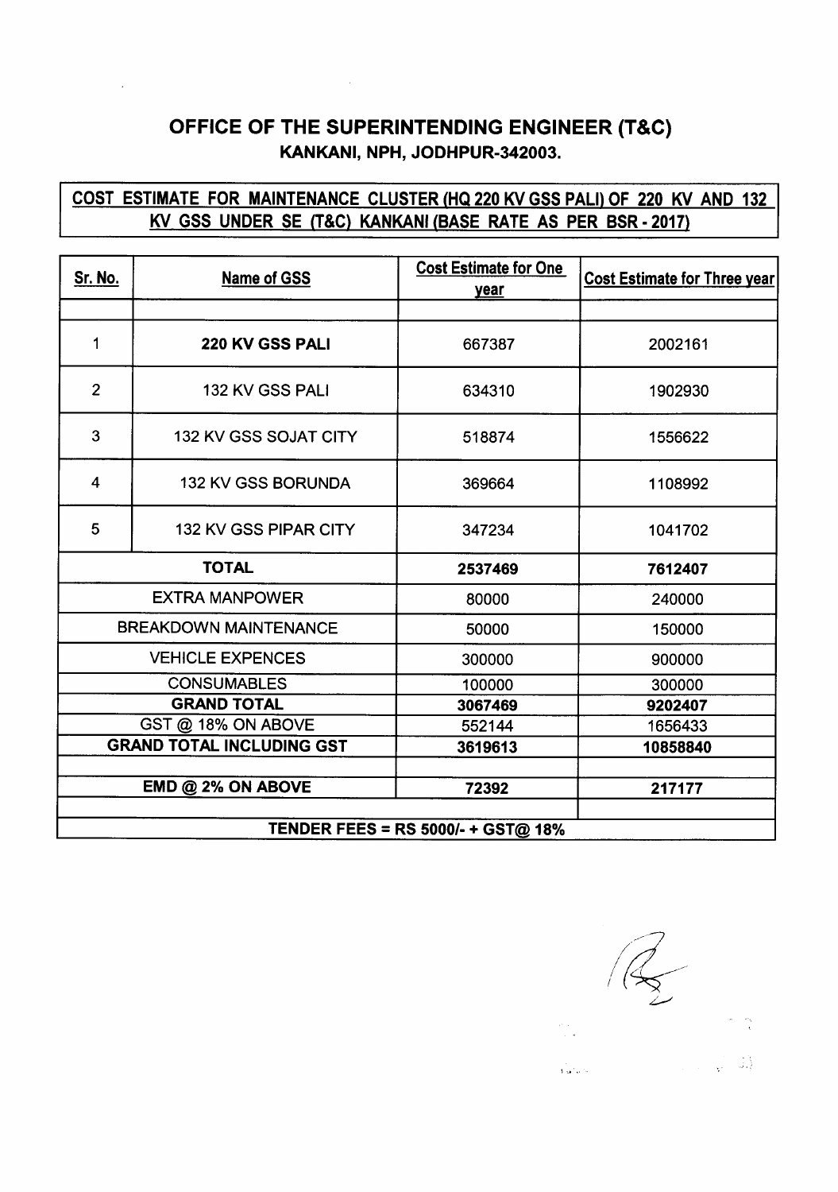# OFFICE OF THE SUPERINTENDING ENGINEER (T&C)

## KANKANI, NPH, JODHPUR-342003.

**COST ESTIMATE FOR MAINTENANCE CLUSTER (HQ 220 KV GSS PALI) OF 220 KV AND 132 KV GSS UNDER SE (T&C) KANKANI (BASE RATE AS PER BSR - 2017)**

| Sr. No. | Name of GSS | Cost Estimate for One year | Cost Estimate for Three year |
|---|---|---|---|
| 1 | **220 KV GSS PALI** | 667387 | 2002161 |
| 2 | 132 KV GSS PALI | 634310 | 1902930 |
| 3 | 132 KV GSS SOJAT CITY | 518874 | 1556622 |
| 4 | 132 KV GSS BORUNDA | 369664 | 1108992 |
| 5 | 132 KV GSS PIPAR CITY | 347234 | 1041702 |
| **TOTAL** | | **2537469** | **7612407** |
| EXTRA MANPOWER | | 80000 | 240000 |
| BREAKDOWN MAINTENANCE | | 50000 | 150000 |
| VEHICLE EXPENCES | | 300000 | 900000 |
| CONSUMABLES | | 100000 | 300000 |
| **GRAND TOTAL** | | **3067469** | **9202407** |
| GST @ 18% ON ABOVE | | 552144 | 1656433 |
| **GRAND TOTAL INCLUDING GST** | | **3619613** | **10858840** |
| **EMD @ 2% ON ABOVE** | | **72392** | **217177** |
| **TENDER FEES = RS 5000/- + GST@ 18%** | | | |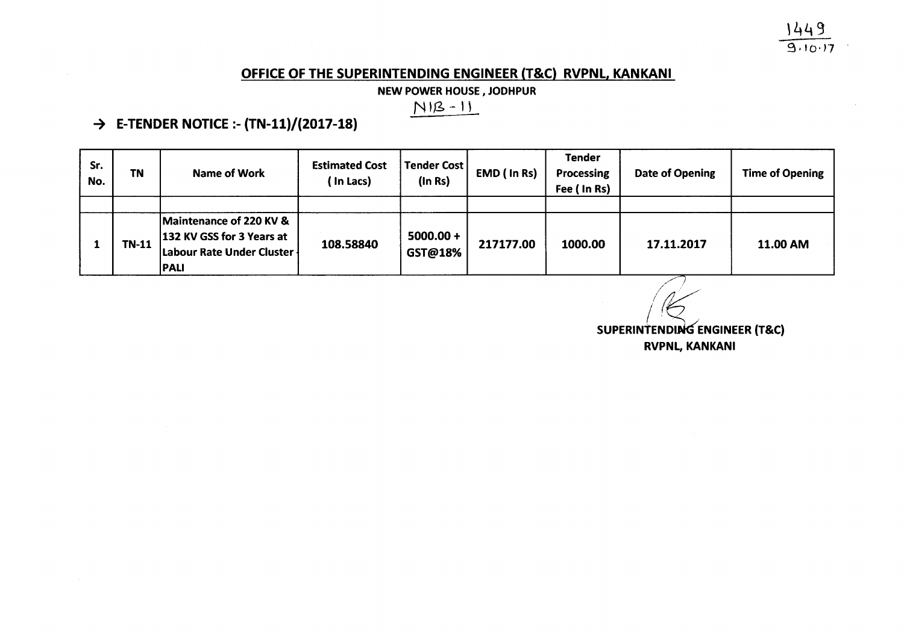1449
9.10.17

## OFFICE OF THE SUPERINTENDING ENGINEER (T&C) RVPNL, KANKANI

**NEW POWER HOUSE , JODHPUR**

NIB - 11

### → E-TENDER NOTICE :- (TN-11)/(2017-18)

| Sr. No. | TN | Name of Work | Estimated Cost ( In Lacs) | Tender Cost (In Rs) | EMD ( In Rs) | Tender Processing Fee ( In Rs) | Date of Opening | Time of Opening |
|---|---|---|---|---|---|---|---|---|
| | | | | | | | | |
| 1 | TN-11 | Maintenance of 220 KV & 132 KV GSS for 3 Years at Labour Rate Under Cluster - PALI | 108.58840 | 5000.00 + GST@18% | 217177.00 | 1000.00 | 17.11.2017 | 11.00 AM |

**SUPERINTENDING ENGINEER (T&C)**
**RVPNL, KANKANI**